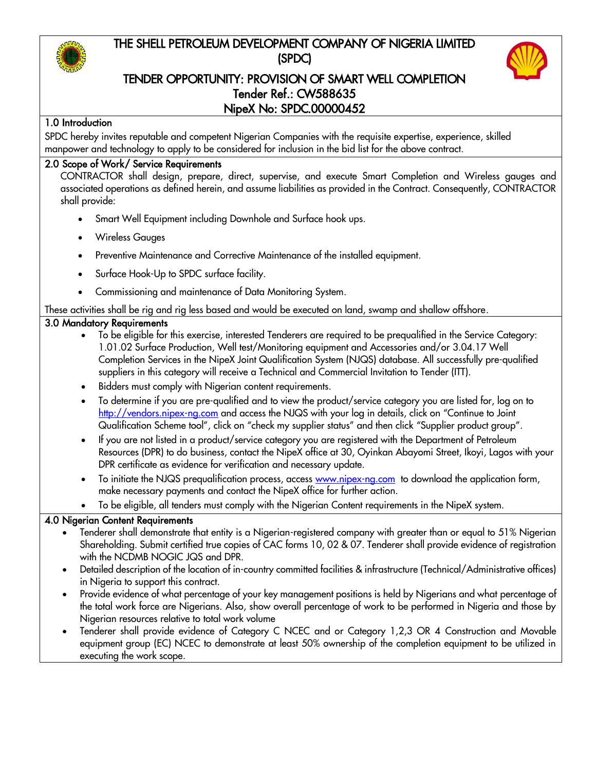# THE SHELL PETROLEUM DEVELOPMENT COMPANY OF NIGERIA LIMITED (SPDC)

## TENDER OPPORTUNITY: PROVISION OF SMART WELL COMPLETION

**Tender Ref.: CW588635**

**NipeX No: SPDC.00000452**

### 1.0 Introduction

SPDC hereby invites reputable and competent Nigerian Companies with the requisite expertise, experience, skilled manpower and technology to apply to be considered for inclusion in the bid list for the above contract.

### 2.0 Scope of Work/ Service Requirements

CONTRACTOR shall design, prepare, direct, supervise, and execute Smart Completion and Wireless gauges and associated operations as defined herein, and assume liabilities as provided in the Contract. Consequently, CONTRACTOR shall provide:

- Smart Well Equipment including Downhole and Surface hook ups.
- Wireless Gauges
- Preventive Maintenance and Corrective Maintenance of the installed equipment.
- Surface Hook-Up to SPDC surface facility.
- Commissioning and maintenance of Data Monitoring System.

These activities shall be rig and rig less based and would be executed on land, swamp and shallow offshore.

### 3.0 Mandatory Requirements

- To be eligible for this exercise, interested Tenderers are required to be prequalified in the Service Category: 1.01.02 Surface Production, Well test/Monitoring equipment and Accessories and/or 3.04.17 Well Completion Services in the NipeX Joint Qualification System (NJQS) database. All successfully pre-qualified suppliers in this category will receive a Technical and Commercial Invitation to Tender (ITT).
- Bidders must comply with Nigerian content requirements.
- To determine if you are pre-qualified and to view the product/service category you are listed for, log on to http://vendors.nipex-ng.com and access the NJQS with your log in details, click on "Continue to Joint Qualification Scheme tool", click on "check my supplier status" and then click "Supplier product group".
- If you are not listed in a product/service category you are registered with the Department of Petroleum Resources (DPR) to do business, contact the NipeX office at 30, Oyinkan Abayomi Street, Ikoyi, Lagos with your DPR certificate as evidence for verification and necessary update.
- To initiate the NJQS prequalification process, access www.nipex-ng.com to download the application form, make necessary payments and contact the NipeX office for further action.
- To be eligible, all tenders must comply with the Nigerian Content requirements in the NipeX system.

### 4.0 Nigerian Content Requirements

- Tenderer shall demonstrate that entity is a Nigerian-registered company with greater than or equal to 51% Nigerian Shareholding. Submit certified true copies of CAC forms 10, 02 & 07. Tenderer shall provide evidence of registration with the NCDMB NOGIC JQS and DPR.
- Detailed description of the location of in-country committed facilities & infrastructure (Technical/Administrative offices) in Nigeria to support this contract.
- Provide evidence of what percentage of your key management positions is held by Nigerians and what percentage of the total work force are Nigerians. Also, show overall percentage of work to be performed in Nigeria and those by Nigerian resources relative to total work volume
- Tenderer shall provide evidence of Category C NCEC and or Category 1,2,3 OR 4 Construction and Movable equipment group (EC) NCEC to demonstrate at least 50% ownership of the completion equipment to be utilized in executing the work scope.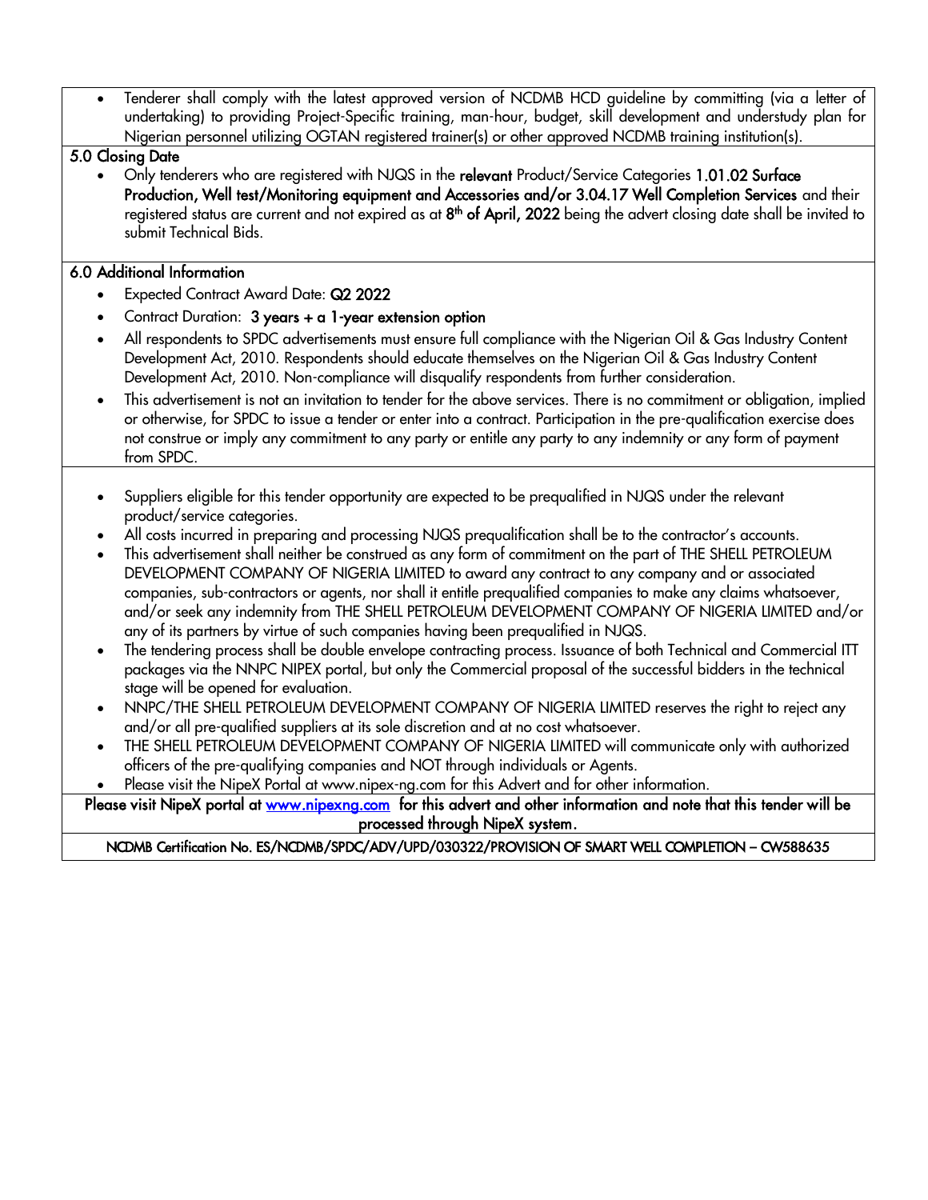- Tenderer shall comply with the latest approved version of NCDMB HCD guideline by committing (via a letter of undertaking) to providing Project-Specific training, man-hour, budget, skill development and understudy plan for Nigerian personnel utilizing OGTAN registered trainer(s) or other approved NCDMB training institution(s).

## 5.0 Closing Date

- Only tenderers who are registered with NJQS in the **relevant** Product/Service Categories **1.01.02 Surface Production, Well test/Monitoring equipment and Accessories and/or 3.04.17 Well Completion Services** and their registered status are current and not expired as at **8th of April, 2022** being the advert closing date shall be invited to submit Technical Bids.

## 6.0 Additional Information

- Expected Contract Award Date: **Q2 2022**
- Contract Duration: **3 years + a 1-year extension option**
- All respondents to SPDC advertisements must ensure full compliance with the Nigerian Oil & Gas Industry Content Development Act, 2010. Respondents should educate themselves on the Nigerian Oil & Gas Industry Content Development Act, 2010. Non-compliance will disqualify respondents from further consideration.
- This advertisement is not an invitation to tender for the above services. There is no commitment or obligation, implied or otherwise, for SPDC to issue a tender or enter into a contract. Participation in the pre-qualification exercise does not construe or imply any commitment to any party or entitle any party to any indemnity or any form of payment from SPDC.

- Suppliers eligible for this tender opportunity are expected to be prequalified in NJQS under the relevant product/service categories.
- All costs incurred in preparing and processing NJQS prequalification shall be to the contractor's accounts.
- This advertisement shall neither be construed as any form of commitment on the part of THE SHELL PETROLEUM DEVELOPMENT COMPANY OF NIGERIA LIMITED to award any contract to any company and or associated companies, sub-contractors or agents, nor shall it entitle prequalified companies to make any claims whatsoever, and/or seek any indemnity from THE SHELL PETROLEUM DEVELOPMENT COMPANY OF NIGERIA LIMITED and/or any of its partners by virtue of such companies having been prequalified in NJQS.
- The tendering process shall be double envelope contracting process. Issuance of both Technical and Commercial ITT packages via the NNPC NIPEX portal, but only the Commercial proposal of the successful bidders in the technical stage will be opened for evaluation.
- NNPC/THE SHELL PETROLEUM DEVELOPMENT COMPANY OF NIGERIA LIMITED reserves the right to reject any and/or all pre-qualified suppliers at its sole discretion and at no cost whatsoever.
- THE SHELL PETROLEUM DEVELOPMENT COMPANY OF NIGERIA LIMITED will communicate only with authorized officers of the pre-qualifying companies and NOT through individuals or Agents.
- Please visit the NipeX Portal at www.nipex-ng.com for this Advert and for other information.

**Please visit NipeX portal at [www.nipexng.com](http://www.nipexng.com) for this advert and other information and note that this tender will be processed through NipeX system.**

NCDMB Certification No. ES/NCDMB/SPDC/ADV/UPD/030322/PROVISION OF SMART WELL COMPLETION – CW588635